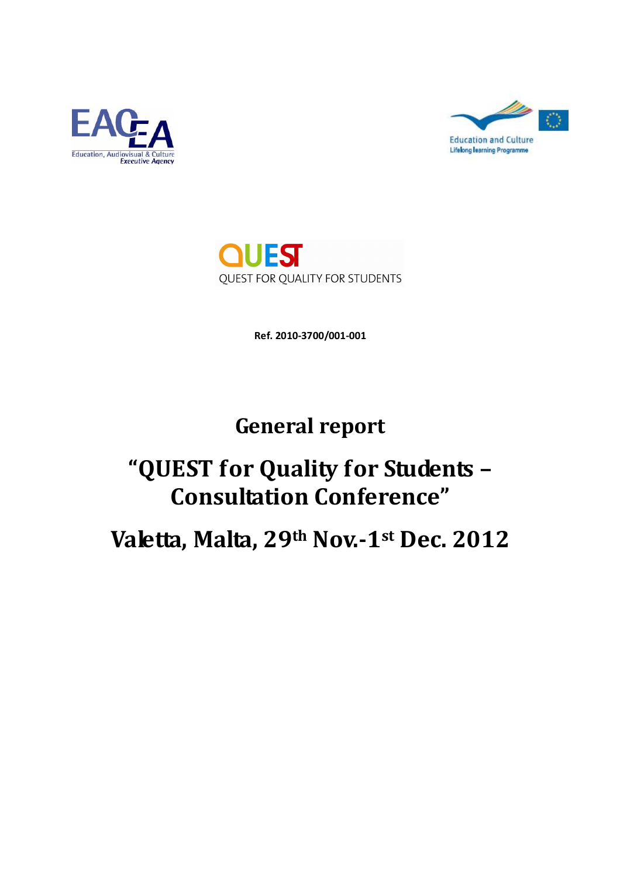EACEA
Education, Audiovisual & Culture
Executive Agency

Education and Culture
Lifelong learning Programme

QUEST
QUEST FOR QUALITY FOR STUDENTS

**Ref. 2010-3700/001-001**

# General report

# "QUEST for Quality for Students – Consultation Conference"

# Valetta, Malta, 29th Nov.-1st Dec. 2012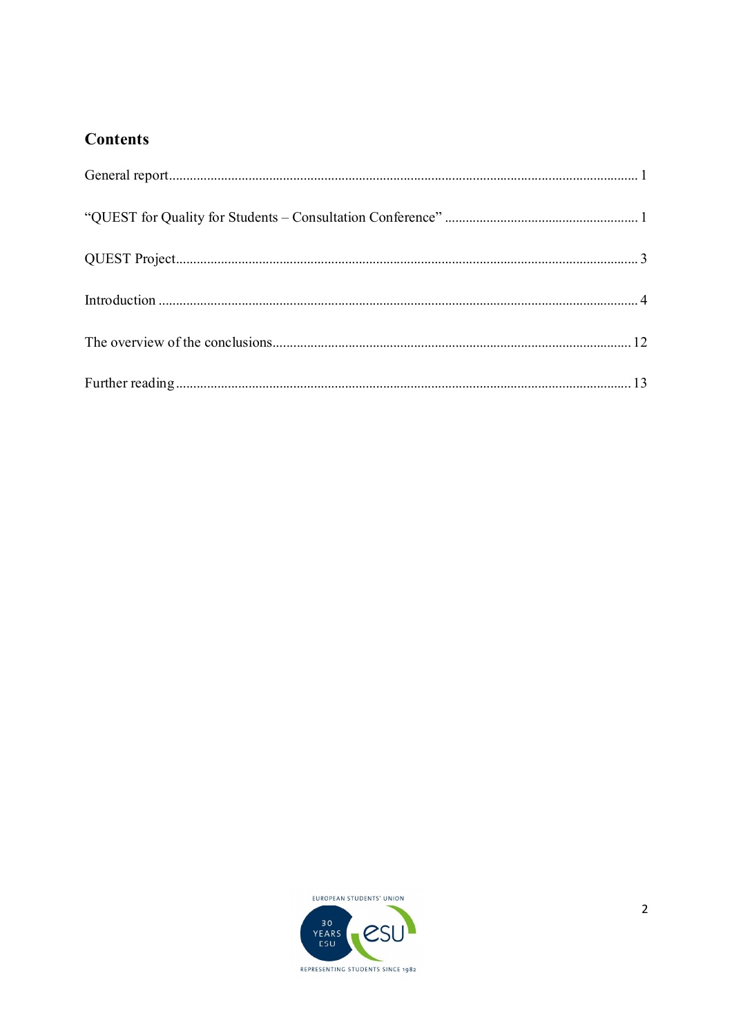## Contents

General report ........................................................................................................................... 1

"QUEST for Quality for Students – Consultation Conference" ........................................................ 1

QUEST Project........................................................................................................................... 3

Introduction ............................................................................................................................... 4

The overview of the conclusions................................................................................................ 12

Further reading ......................................................................................................................... 13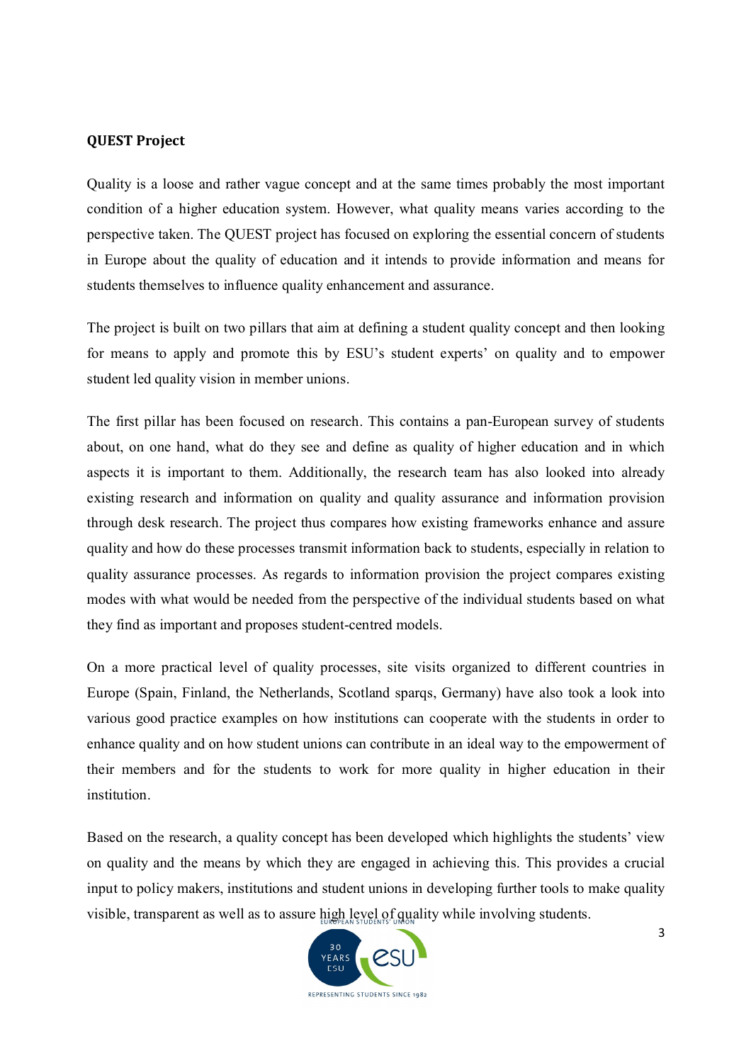**QUEST Project**

Quality is a loose and rather vague concept and at the same times probably the most important condition of a higher education system. However, what quality means varies according to the perspective taken. The QUEST project has focused on exploring the essential concern of students in Europe about the quality of education and it intends to provide information and means for students themselves to influence quality enhancement and assurance.

The project is built on two pillars that aim at defining a student quality concept and then looking for means to apply and promote this by ESU's student experts' on quality and to empower student led quality vision in member unions.

The first pillar has been focused on research. This contains a pan-European survey of students about, on one hand, what do they see and define as quality of higher education and in which aspects it is important to them. Additionally, the research team has also looked into already existing research and information on quality and quality assurance and information provision through desk research. The project thus compares how existing frameworks enhance and assure quality and how do these processes transmit information back to students, especially in relation to quality assurance processes. As regards to information provision the project compares existing modes with what would be needed from the perspective of the individual students based on what they find as important and proposes student-centred models.

On a more practical level of quality processes, site visits organized to different countries in Europe (Spain, Finland, the Netherlands, Scotland sparqs, Germany) have also took a look into various good practice examples on how institutions can cooperate with the students in order to enhance quality and on how student unions can contribute in an ideal way to the empowerment of their members and for the students to work for more quality in higher education in their institution.

Based on the research, a quality concept has been developed which highlights the students' view on quality and the means by which they are engaged in achieving this. This provides a crucial input to policy makers, institutions and student unions in developing further tools to make quality visible, transparent as well as to assure high level of quality while involving students.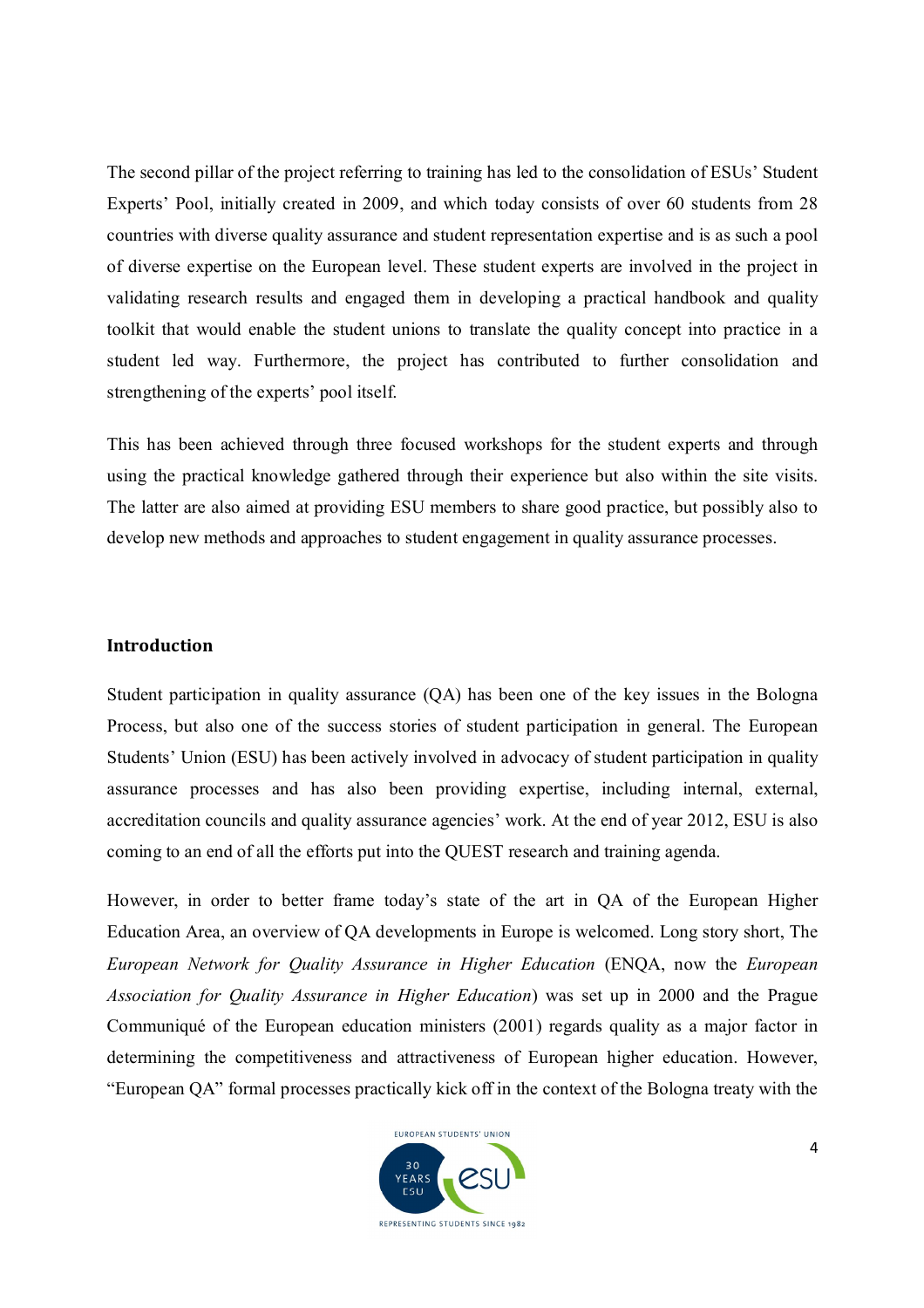The second pillar of the project referring to training has led to the consolidation of ESUs' Student Experts' Pool, initially created in 2009, and which today consists of over 60 students from 28 countries with diverse quality assurance and student representation expertise and is as such a pool of diverse expertise on the European level. These student experts are involved in the project in validating research results and engaged them in developing a practical handbook and quality toolkit that would enable the student unions to translate the quality concept into practice in a student led way. Furthermore, the project has contributed to further consolidation and strengthening of the experts' pool itself.

This has been achieved through three focused workshops for the student experts and through using the practical knowledge gathered through their experience but also within the site visits. The latter are also aimed at providing ESU members to share good practice, but possibly also to develop new methods and approaches to student engagement in quality assurance processes.

## Introduction

Student participation in quality assurance (QA) has been one of the key issues in the Bologna Process, but also one of the success stories of student participation in general. The European Students' Union (ESU) has been actively involved in advocacy of student participation in quality assurance processes and has also been providing expertise, including internal, external, accreditation councils and quality assurance agencies' work. At the end of year 2012, ESU is also coming to an end of all the efforts put into the QUEST research and training agenda.

However, in order to better frame today's state of the art in QA of the European Higher Education Area, an overview of QA developments in Europe is welcomed. Long story short, The *European Network for Quality Assurance in Higher Education* (ENQA, now the *European Association for Quality Assurance in Higher Education*) was set up in 2000 and the Prague Communiqué of the European education ministers (2001) regards quality as a major factor in determining the competitiveness and attractiveness of European higher education. However, "European QA" formal processes practically kick off in the context of the Bologna treaty with the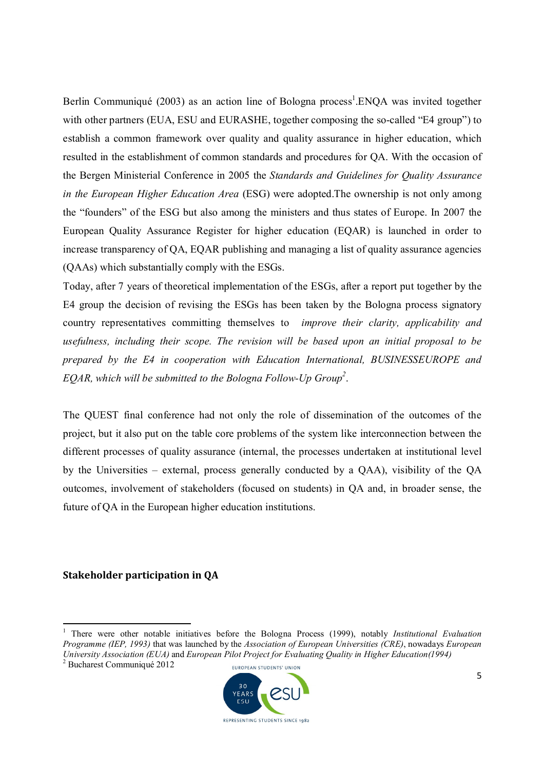Berlin Communiqué (2003) as an action line of Bologna process[1].ENQA was invited together with other partners (EUA, ESU and EURASHE, together composing the so-called "E4 group") to establish a common framework over quality and quality assurance in higher education, which resulted in the establishment of common standards and procedures for QA. With the occasion of the Bergen Ministerial Conference in 2005 the *Standards and Guidelines for Quality Assurance in the European Higher Education Area* (ESG) were adopted.The ownership is not only among the "founders" of the ESG but also among the ministers and thus states of Europe. In 2007 the European Quality Assurance Register for higher education (EQAR) is launched in order to increase transparency of QA, EQAR publishing and managing a list of quality assurance agencies (QAAs) which substantially comply with the ESGs.

Today, after 7 years of theoretical implementation of the ESGs, after a report put together by the E4 group the decision of revising the ESGs has been taken by the Bologna process signatory country representatives committing themselves to *improve their clarity, applicability and usefulness, including their scope. The revision will be based upon an initial proposal to be prepared by the E4 in cooperation with Education International, BUSINESSEUROPE and EQAR, which will be submitted to the Bologna Follow-Up Group*[2].

The QUEST final conference had not only the role of dissemination of the outcomes of the project, but it also put on the table core problems of the system like interconnection between the different processes of quality assurance (internal, the processes undertaken at institutional level by the Universities – external, process generally conducted by a QAA), visibility of the QA outcomes, involvement of stakeholders (focused on students) in QA and, in broader sense, the future of QA in the European higher education institutions.

## Stakeholder participation in QA

[1] There were other notable initiatives before the Bologna Process (1999), notably *Institutional Evaluation Programme (IEP, 1993)* that was launched by the *Association of European Universities (CRE)*, nowadays *European University Association (EUA)* and *European Pilot Project for Evaluating Quality in Higher Education(1994)*

[2] Bucharest Communiqué 2012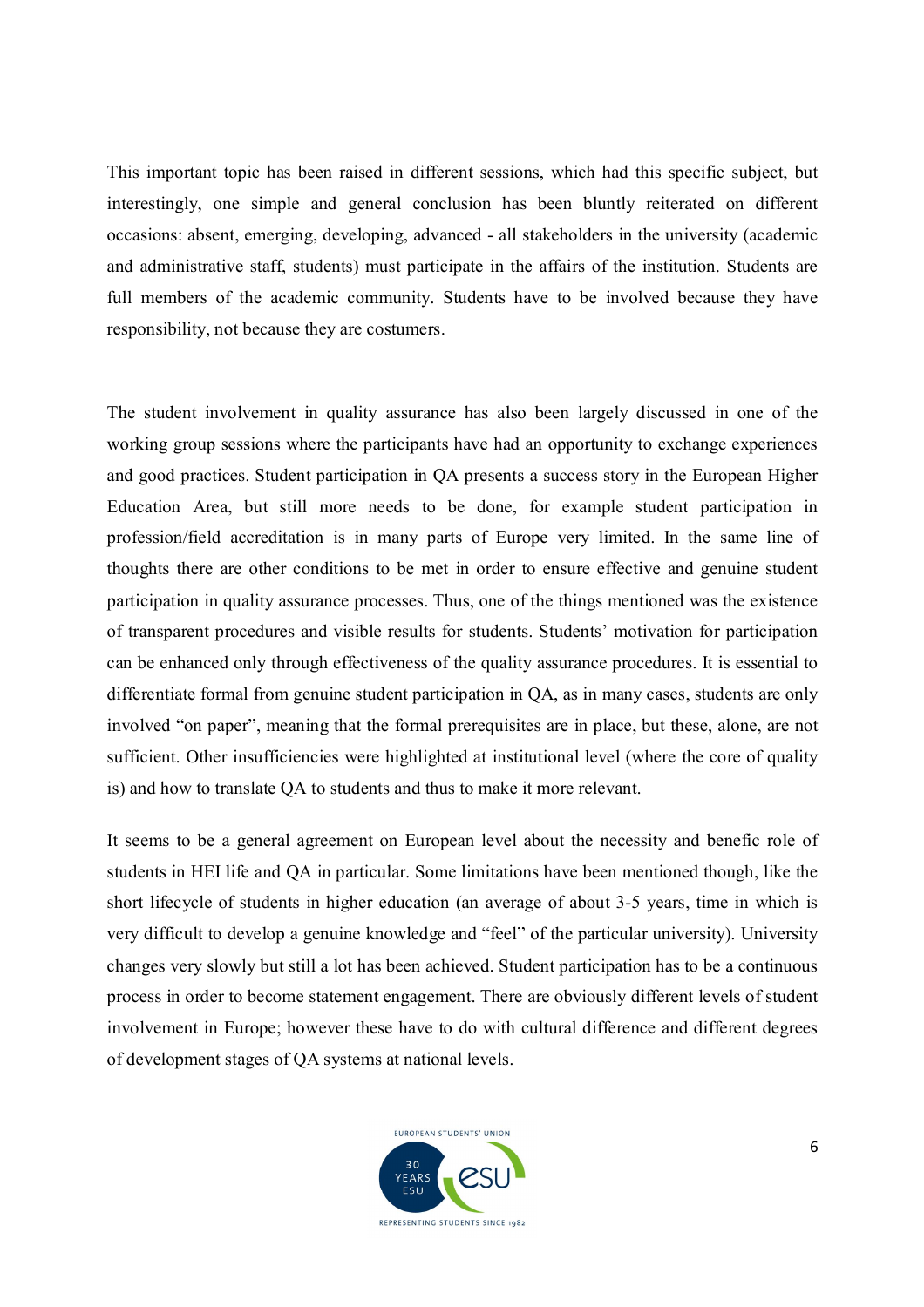This important topic has been raised in different sessions, which had this specific subject, but interestingly, one simple and general conclusion has been bluntly reiterated on different occasions: absent, emerging, developing, advanced - all stakeholders in the university (academic and administrative staff, students) must participate in the affairs of the institution. Students are full members of the academic community. Students have to be involved because they have responsibility, not because they are costumers.

The student involvement in quality assurance has also been largely discussed in one of the working group sessions where the participants have had an opportunity to exchange experiences and good practices. Student participation in QA presents a success story in the European Higher Education Area, but still more needs to be done, for example student participation in profession/field accreditation is in many parts of Europe very limited. In the same line of thoughts there are other conditions to be met in order to ensure effective and genuine student participation in quality assurance processes. Thus, one of the things mentioned was the existence of transparent procedures and visible results for students. Students' motivation for participation can be enhanced only through effectiveness of the quality assurance procedures. It is essential to differentiate formal from genuine student participation in QA, as in many cases, students are only involved "on paper", meaning that the formal prerequisites are in place, but these, alone, are not sufficient. Other insufficiencies were highlighted at institutional level (where the core of quality is) and how to translate QA to students and thus to make it more relevant.

It seems to be a general agreement on European level about the necessity and benefic role of students in HEI life and QA in particular. Some limitations have been mentioned though, like the short lifecycle of students in higher education (an average of about 3-5 years, time in which is very difficult to develop a genuine knowledge and "feel" of the particular university). University changes very slowly but still a lot has been achieved. Student participation has to be a continuous process in order to become statement engagement. There are obviously different levels of student involvement in Europe; however these have to do with cultural difference and different degrees of development stages of QA systems at national levels.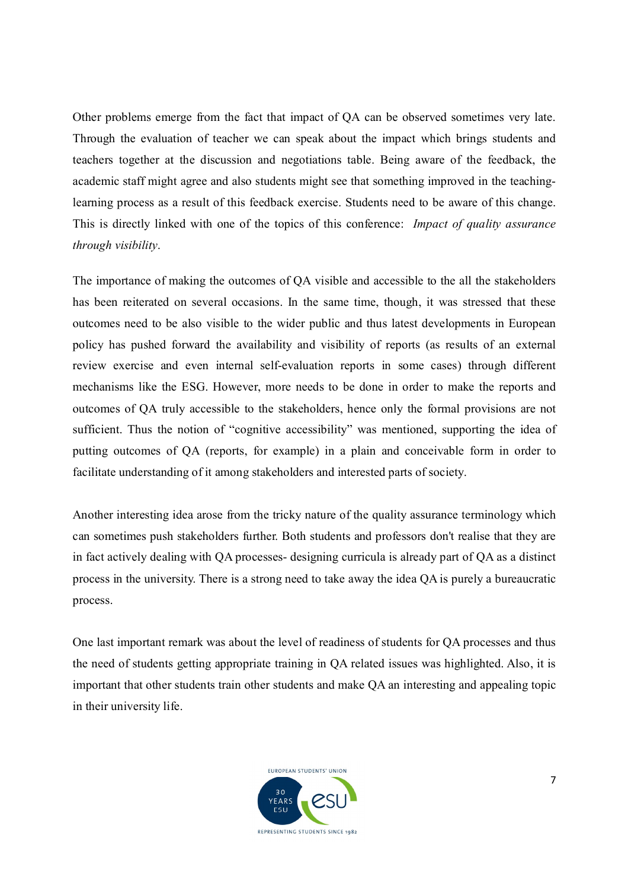Other problems emerge from the fact that impact of QA can be observed sometimes very late. Through the evaluation of teacher we can speak about the impact which brings students and teachers together at the discussion and negotiations table. Being aware of the feedback, the academic staff might agree and also students might see that something improved in the teaching-learning process as a result of this feedback exercise. Students need to be aware of this change. This is directly linked with one of the topics of this conference: *Impact of quality assurance through visibility*.

The importance of making the outcomes of QA visible and accessible to the all the stakeholders has been reiterated on several occasions. In the same time, though, it was stressed that these outcomes need to be also visible to the wider public and thus latest developments in European policy has pushed forward the availability and visibility of reports (as results of an external review exercise and even internal self-evaluation reports in some cases) through different mechanisms like the ESG. However, more needs to be done in order to make the reports and outcomes of QA truly accessible to the stakeholders, hence only the formal provisions are not sufficient. Thus the notion of "cognitive accessibility" was mentioned, supporting the idea of putting outcomes of QA (reports, for example) in a plain and conceivable form in order to facilitate understanding of it among stakeholders and interested parts of society.

Another interesting idea arose from the tricky nature of the quality assurance terminology which can sometimes push stakeholders further. Both students and professors don't realise that they are in fact actively dealing with QA processes- designing curricula is already part of QA as a distinct process in the university. There is a strong need to take away the idea QA is purely a bureaucratic process.

One last important remark was about the level of readiness of students for QA processes and thus the need of students getting appropriate training in QA related issues was highlighted. Also, it is important that other students train other students and make QA an interesting and appealing topic in their university life.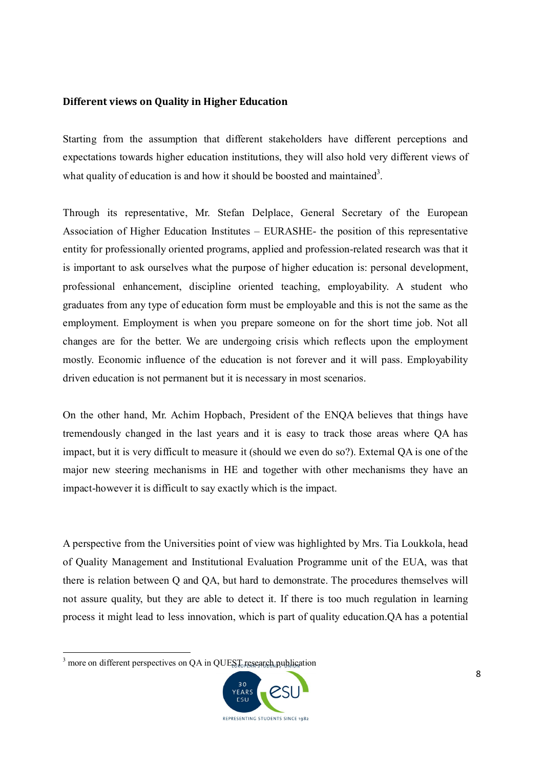**Different views on Quality in Higher Education**

Starting from the assumption that different stakeholders have different perceptions and expectations towards higher education institutions, they will also hold very different views of what quality of education is and how it should be boosted and maintained[3].

Through its representative, Mr. Stefan Delplace, General Secretary of the European Association of Higher Education Institutes – EURASHE- the position of this representative entity for professionally oriented programs, applied and profession-related research was that it is important to ask ourselves what the purpose of higher education is: personal development, professional enhancement, discipline oriented teaching, employability. A student who graduates from any type of education form must be employable and this is not the same as the employment. Employment is when you prepare someone on for the short time job. Not all changes are for the better. We are undergoing crisis which reflects upon the employment mostly. Economic influence of the education is not forever and it will pass. Employability driven education is not permanent but it is necessary in most scenarios.

On the other hand, Mr. Achim Hopbach, President of the ENQA believes that things have tremendously changed in the last years and it is easy to track those areas where QA has impact, but it is very difficult to measure it (should we even do so?). External QA is one of the major new steering mechanisms in HE and together with other mechanisms they have an impact-however it is difficult to say exactly which is the impact.

A perspective from the Universities point of view was highlighted by Mrs. Tia Loukkola, head of Quality Management and Institutional Evaluation Programme unit of the EUA, was that there is relation between Q and QA, but hard to demonstrate. The procedures themselves will not assure quality, but they are able to detect it. If there is too much regulation in learning process it might lead to less innovation, which is part of quality education.QA has a potential

[3] more on different perspectives on QA in QUEST research publication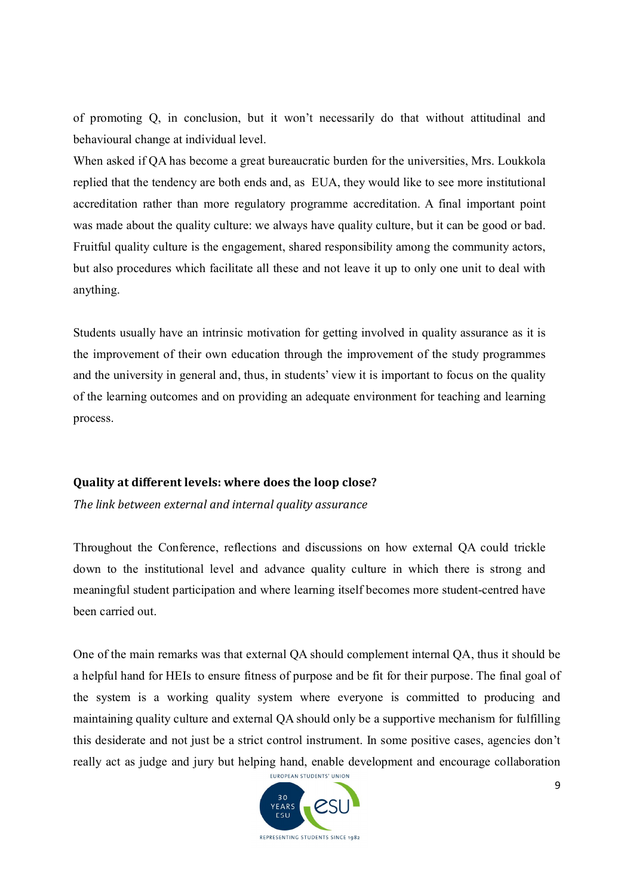of promoting Q, in conclusion, but it won't necessarily do that without attitudinal and behavioural change at individual level.

When asked if QA has become a great bureaucratic burden for the universities, Mrs. Loukkola replied that the tendency are both ends and, as EUA, they would like to see more institutional accreditation rather than more regulatory programme accreditation. A final important point was made about the quality culture: we always have quality culture, but it can be good or bad. Fruitful quality culture is the engagement, shared responsibility among the community actors, but also procedures which facilitate all these and not leave it up to only one unit to deal with anything.

Students usually have an intrinsic motivation for getting involved in quality assurance as it is the improvement of their own education through the improvement of the study programmes and the university in general and, thus, in students' view it is important to focus on the quality of the learning outcomes and on providing an adequate environment for teaching and learning process.

## Quality at different levels: where does the loop close?

*The link between external and internal quality assurance*

Throughout the Conference, reflections and discussions on how external QA could trickle down to the institutional level and advance quality culture in which there is strong and meaningful student participation and where learning itself becomes more student-centred have been carried out.

One of the main remarks was that external QA should complement internal QA, thus it should be a helpful hand for HEIs to ensure fitness of purpose and be fit for their purpose. The final goal of the system is a working quality system where everyone is committed to producing and maintaining quality culture and external QA should only be a supportive mechanism for fulfilling this desiderate and not just be a strict control instrument. In some positive cases, agencies don't really act as judge and jury but helping hand, enable development and encourage collaboration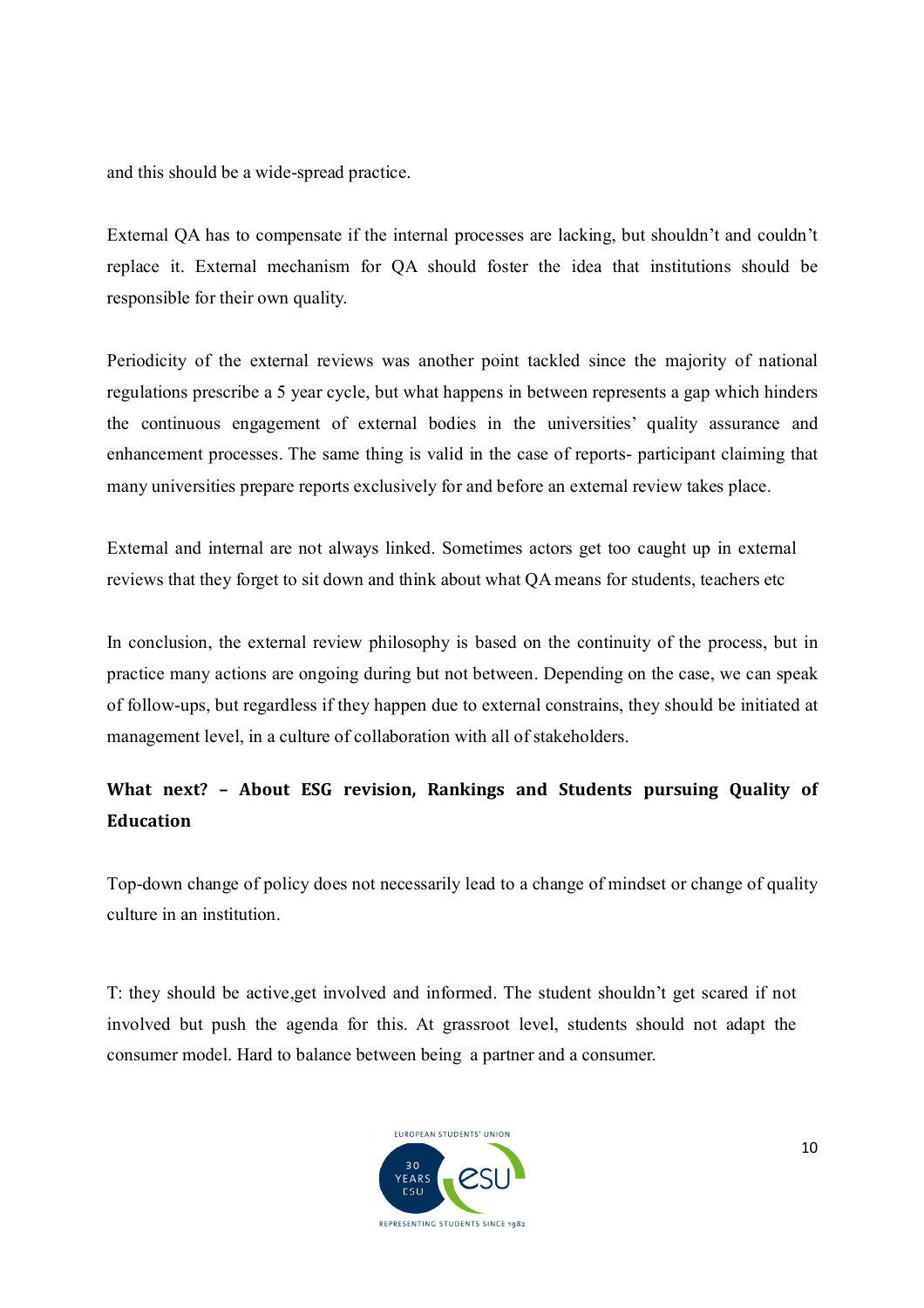and this should be a wide-spread practice.

External QA has to compensate if the internal processes are lacking, but shouldn't and couldn't replace it. External mechanism for QA should foster the idea that institutions should be responsible for their own quality.

Periodicity of the external reviews was another point tackled since the majority of national regulations prescribe a 5 year cycle, but what happens in between represents a gap which hinders the continuous engagement of external bodies in the universities' quality assurance and enhancement processes. The same thing is valid in the case of reports- participant claiming that many universities prepare reports exclusively for and before an external review takes place.

External and internal are not always linked. Sometimes actors get too caught up in external reviews that they forget to sit down and think about what QA means for students, teachers etc

In conclusion, the external review philosophy is based on the continuity of the process, but in practice many actions are ongoing during but not between. Depending on the case, we can speak of follow-ups, but regardless if they happen due to external constrains, they should be initiated at management level, in a culture of collaboration with all of stakeholders.

**What next? – About ESG revision, Rankings and Students pursuing Quality of Education**

Top-down change of policy does not necessarily lead to a change of mindset or change of quality culture in an institution.

T: they should be active,get involved and informed. The student shouldn't get scared if not involved but push the agenda for this. At grassroot level, students should not adapt the consumer model. Hard to balance between being a partner and a consumer.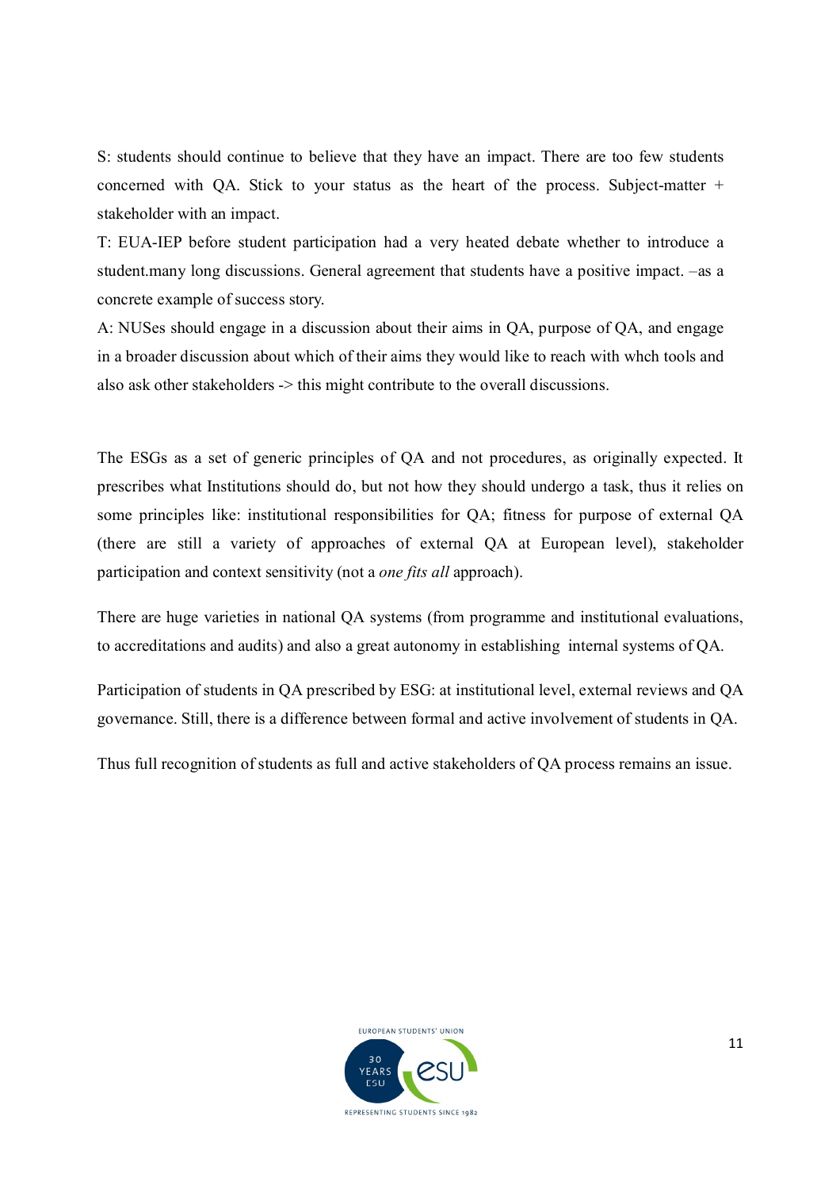S: students should continue to believe that they have an impact. There are too few students concerned with QA. Stick to your status as the heart of the process. Subject-matter + stakeholder with an impact.

T: EUA-IEP before student participation had a very heated debate whether to introduce a student.many long discussions. General agreement that students have a positive impact. –as a concrete example of success story.

A: NUSes should engage in a discussion about their aims in QA, purpose of QA, and engage in a broader discussion about which of their aims they would like to reach with whch tools and also ask other stakeholders -> this might contribute to the overall discussions.

The ESGs as a set of generic principles of QA and not procedures, as originally expected. It prescribes what Institutions should do, but not how they should undergo a task, thus it relies on some principles like: institutional responsibilities for QA; fitness for purpose of external QA (there are still a variety of approaches of external QA at European level), stakeholder participation and context sensitivity (not a *one fits all* approach).

There are huge varieties in national QA systems (from programme and institutional evaluations, to accreditations and audits) and also a great autonomy in establishing internal systems of QA.

Participation of students in QA prescribed by ESG: at institutional level, external reviews and QA governance. Still, there is a difference between formal and active involvement of students in QA.

Thus full recognition of students as full and active stakeholders of QA process remains an issue.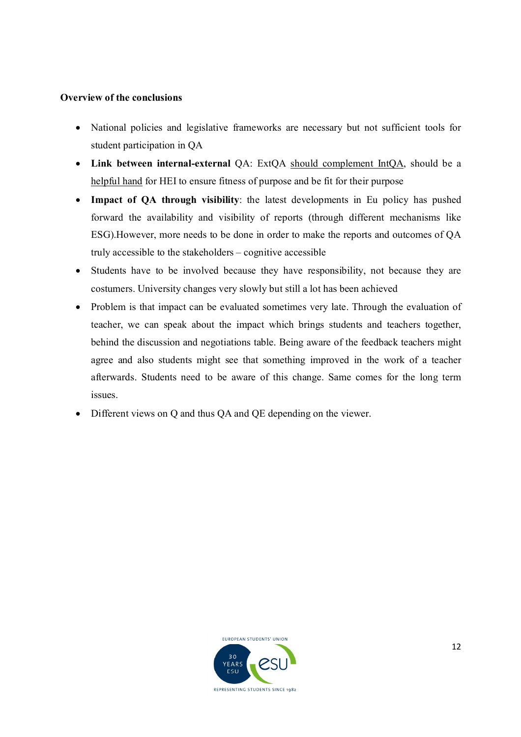**Overview of the conclusions**

- National policies and legislative frameworks are necessary but not sufficient tools for student participation in QA
- **Link between internal-external** QA: ExtQA should complement IntQA, should be a helpful hand for HEI to ensure fitness of purpose and be fit for their purpose
- **Impact of QA through visibility**: the latest developments in Eu policy has pushed forward the availability and visibility of reports (through different mechanisms like ESG).However, more needs to be done in order to make the reports and outcomes of QA truly accessible to the stakeholders – cognitive accessible
- Students have to be involved because they have responsibility, not because they are costumers. University changes very slowly but still a lot has been achieved
- Problem is that impact can be evaluated sometimes very late. Through the evaluation of teacher, we can speak about the impact which brings students and teachers together, behind the discussion and negotiations table. Being aware of the feedback teachers might agree and also students might see that something improved in the work of a teacher afterwards. Students need to be aware of this change. Same comes for the long term issues.
- Different views on Q and thus QA and QE depending on the viewer.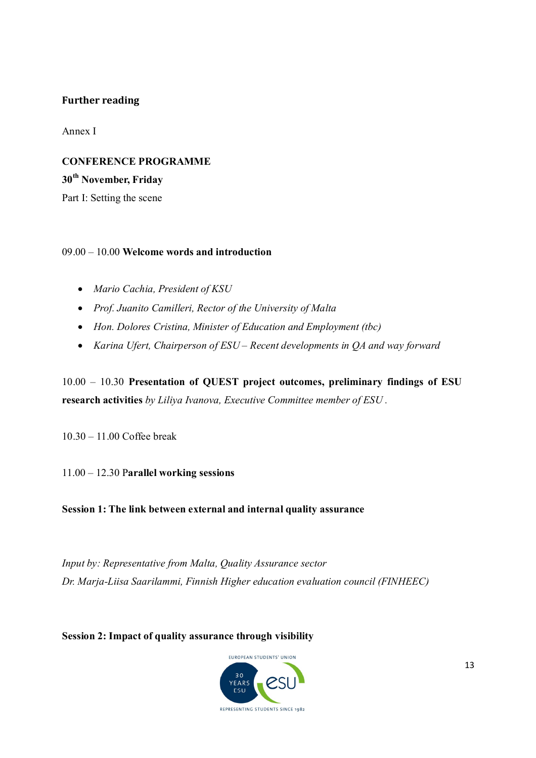## Further reading

Annex I

**CONFERENCE PROGRAMME**

**30th November, Friday**

Part I: Setting the scene

09.00 – 10.00 **Welcome words and introduction**

- *Mario Cachia, President of KSU*
- *Prof. Juanito Camilleri, Rector of the University of Malta*
- *Hon. Dolores Cristina, Minister of Education and Employment (tbc)*
- *Karina Ufert, Chairperson of ESU – Recent developments in QA and way forward*

10.00 – 10.30 **Presentation of QUEST project outcomes, preliminary findings of ESU research activities** *by Liliya Ivanova, Executive Committee member of ESU* .

10.30 – 11.00 Coffee break

11.00 – 12.30 P**arallel working sessions**

**Session 1: The link between external and internal quality assurance**

*Input by: Representative from Malta, Quality Assurance sector*
*Dr. Marja-Liisa Saarilammi, Finnish Higher education evaluation council (FINHEEC)*

**Session 2: Impact of quality assurance through visibility**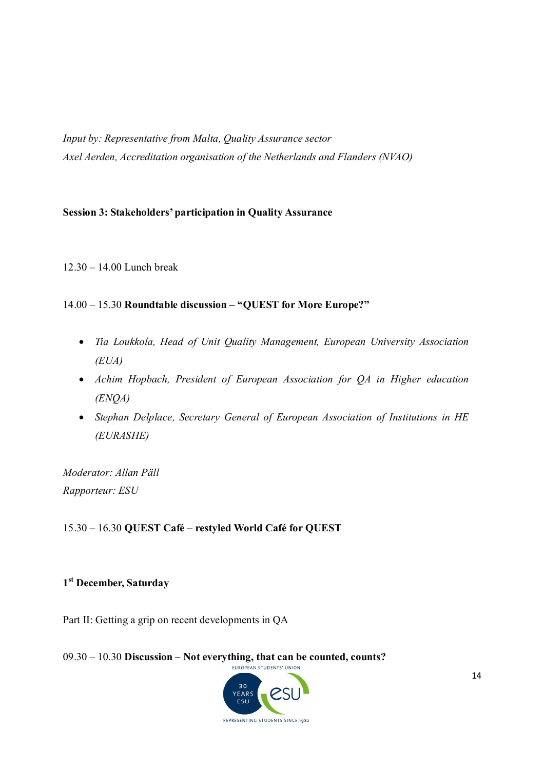*Input by: Representative from Malta, Quality Assurance sector*
*Axel Aerden, Accreditation organisation of the Netherlands and Flanders (NVAO)*

**Session 3: Stakeholders' participation in Quality Assurance**

12.30 – 14.00 Lunch break

14.00 – 15.30 **Roundtable discussion – "QUEST for More Europe?"**

- *Tia Loukkola, Head of Unit Quality Management, European University Association (EUA)*
- *Achim Hopbach, President of European Association for QA in Higher education (ENQA)*
- *Stephan Delplace, Secretary General of European Association of Institutions in HE (EURASHE)*

*Moderator: Allan Päll*
*Rapporteur: ESU*

15.30 – 16.30 **QUEST Café – restyled World Café for QUEST**

**1st December, Saturday**

Part II: Getting a grip on recent developments in QA

09.30 – 10.30 **Discussion – Not everything, that can be counted, counts?**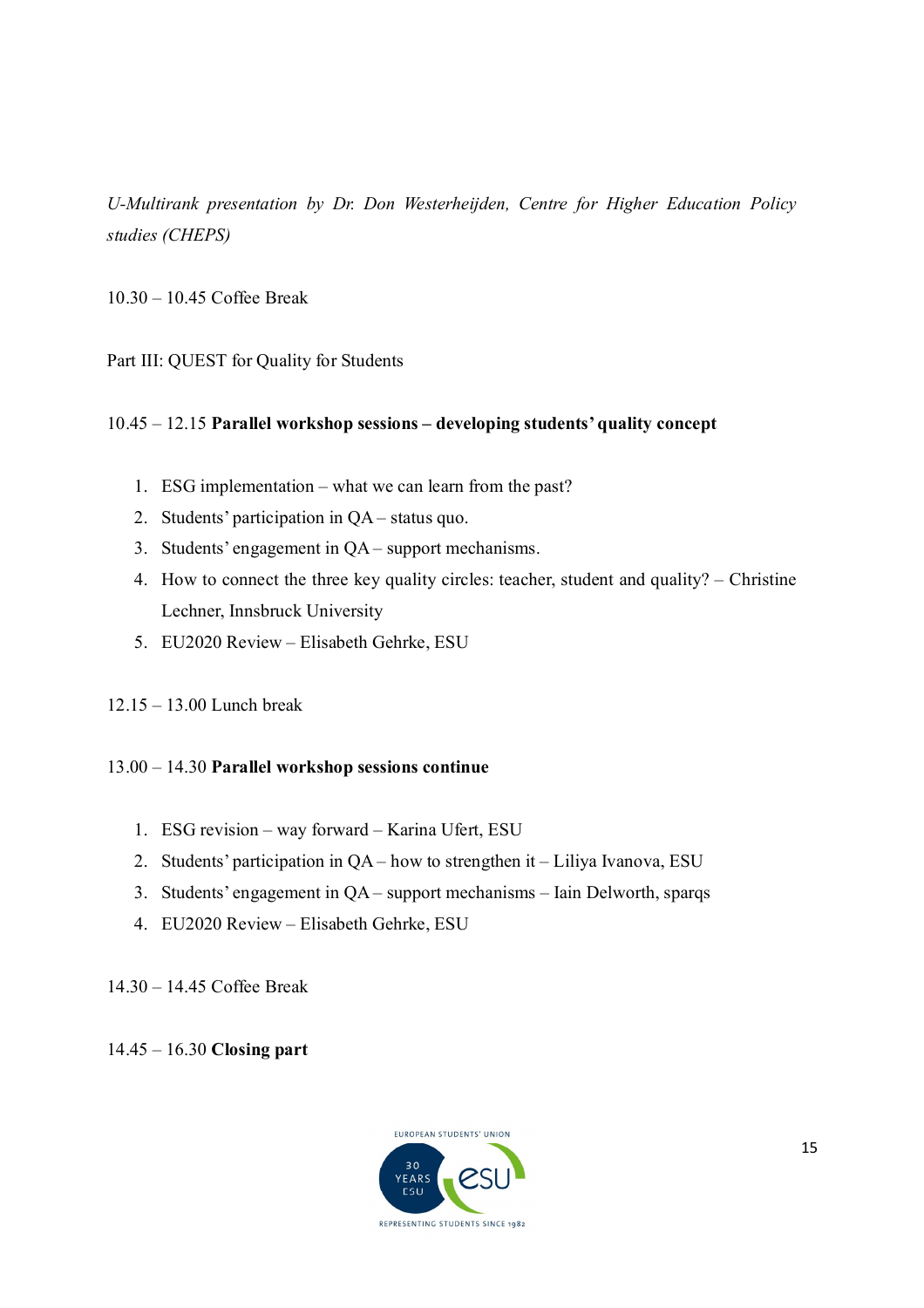*U-Multirank presentation by Dr. Don Westerheijden, Centre for Higher Education Policy studies (CHEPS)*

10.30 – 10.45 Coffee Break

Part III: QUEST for Quality for Students

10.45 – 12.15 **Parallel workshop sessions – developing students' quality concept**

1. ESG implementation – what we can learn from the past?
2. Students' participation in QA – status quo.
3. Students' engagement in QA – support mechanisms.
4. How to connect the three key quality circles: teacher, student and quality? – Christine Lechner, Innsbruck University
5. EU2020 Review – Elisabeth Gehrke, ESU

12.15 – 13.00 Lunch break

13.00 – 14.30 **Parallel workshop sessions continue**

1. ESG revision – way forward – Karina Ufert, ESU
2. Students' participation in QA – how to strengthen it – Liliya Ivanova, ESU
3. Students' engagement in QA – support mechanisms – Iain Delworth, sparqs
4. EU2020 Review – Elisabeth Gehrke, ESU

14.30 – 14.45 Coffee Break

14.45 – 16.30 **Closing part**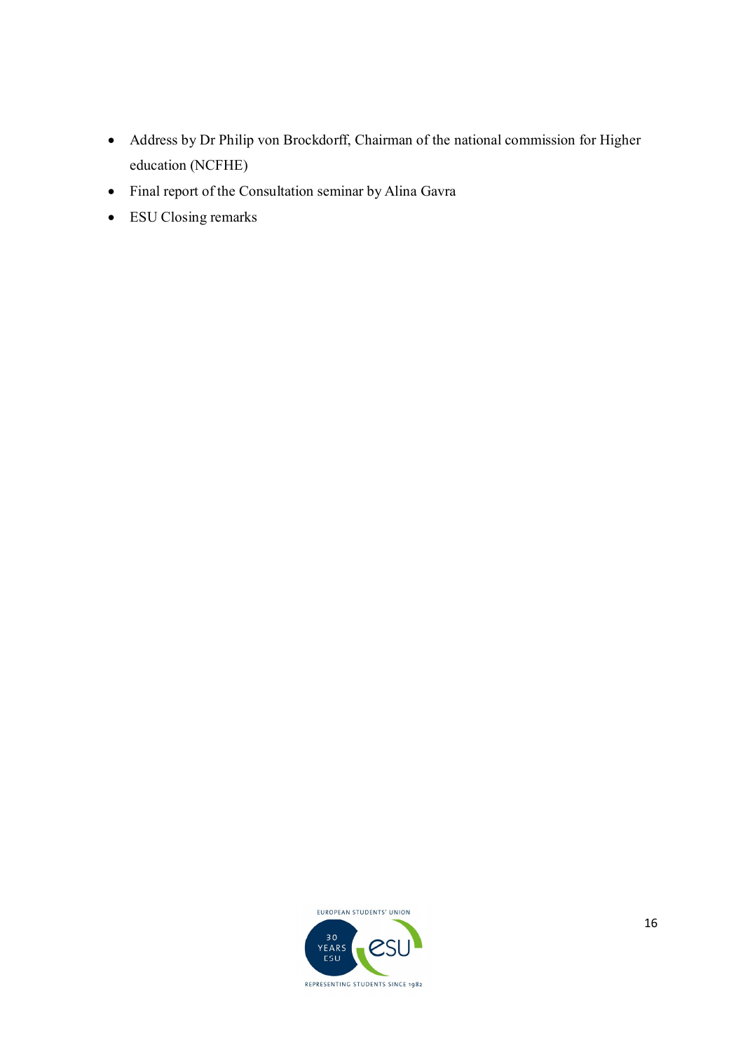- Address by Dr Philip von Brockdorff, Chairman of the national commission for Higher education (NCFHE)
- Final report of the Consultation seminar by Alina Gavra
- ESU Closing remarks